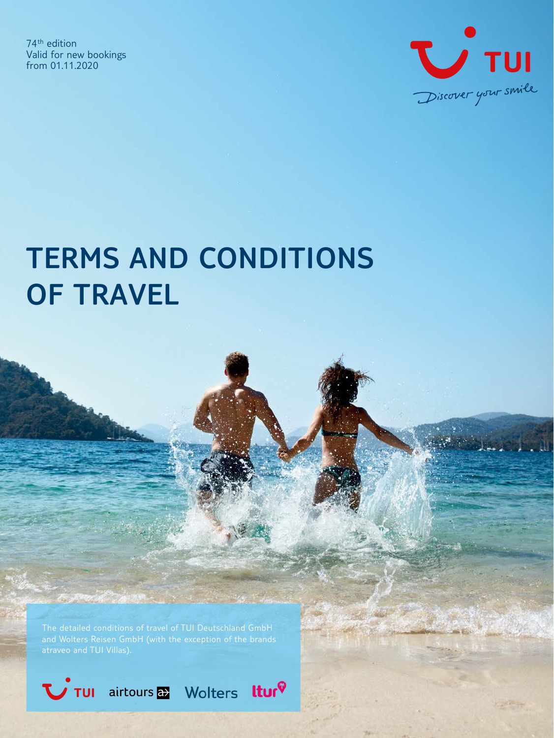74[th] edition
Valid for new bookings
from 01.11.2020

TUI
Discover your smile

# TERMS AND CONDITIONS OF TRAVEL

The detailed conditions of travel of TUI Deutschland GmbH and Wolters Reisen GmbH (with the exception of the brands atraveo and TUI Villas).

TUI airtours Wolters ltur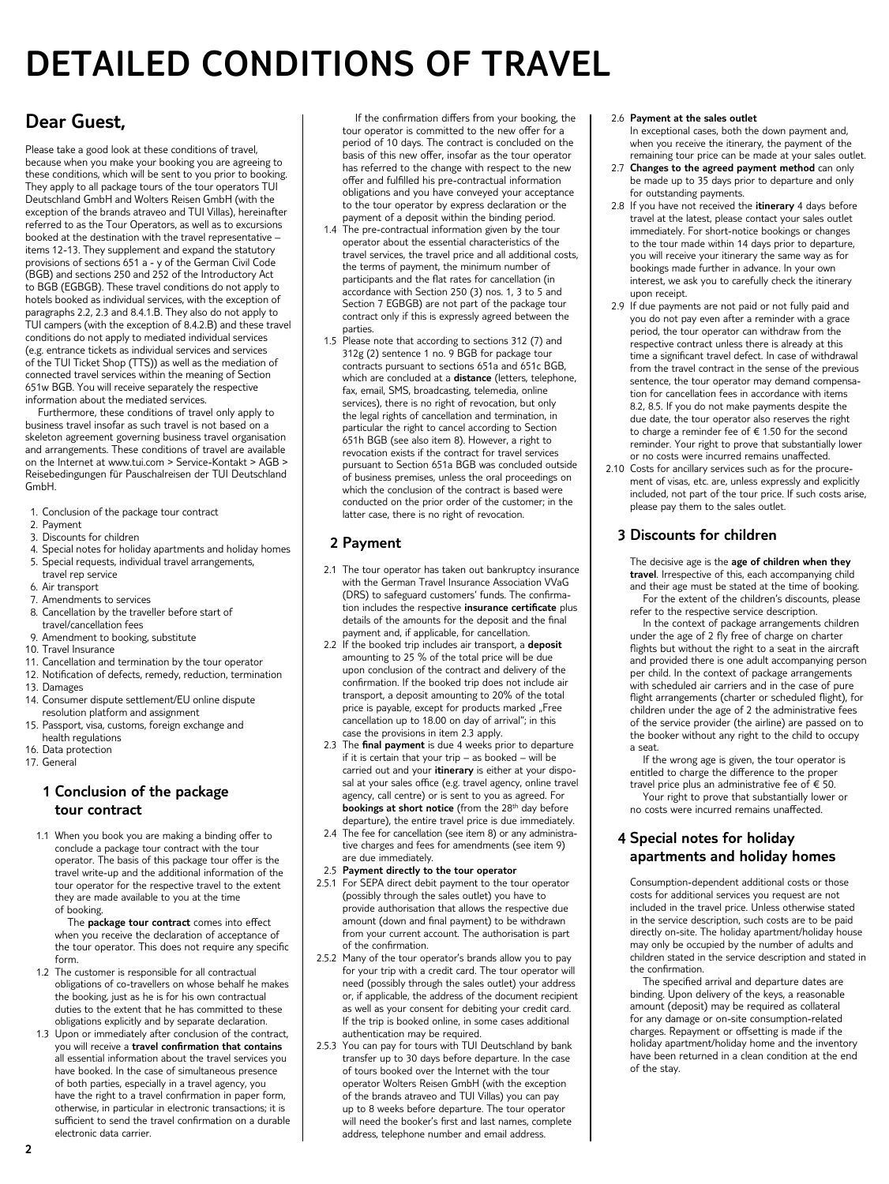# DETAILED CONDITIONS OF TRAVEL

## Dear Guest,

Please take a good look at these conditions of travel, because when you make your booking you are agreeing to these conditions, which will be sent to you prior to booking. They apply to all package tours of the tour operators TUI Deutschland GmbH and Wolters Reisen GmbH (with the exception of the brands atraveo and TUI Villas), hereinafter referred to as the Tour Operators, as well as to excursions booked at the destination with the travel representative – items 12-13. They supplement and expand the statutory provisions of sections 651 a - y of the German Civil Code (BGB) and sections 250 and 252 of the Introductory Act to BGB (EGBGB). These travel conditions do not apply to hotels booked as individual services, with the exception of paragraphs 2.2, 2.3 and 8.4.1.B. They also do not apply to TUI campers (with the exception of 8.4.2.B) and these travel conditions do not apply to mediated individual services (e.g. entrance tickets as individual services and services of the TUI Ticket Shop (TTS)) as well as the mediation of connected travel services within the meaning of Section 651w BGB. You will receive separately the respective information about the mediated services.

Furthermore, these conditions of travel only apply to business travel insofar as such travel is not based on a skeleton agreement governing business travel organisation and arrangements. These conditions of travel are available on the Internet at www.tui.com > Service-Kontakt > AGB > Reisebedingungen für Pauschalreisen der TUI Deutschland GmbH.

1. Conclusion of the package tour contract
2. Payment
3. Discounts for children
4. Special notes for holiday apartments and holiday homes
5. Special requests, individual travel arrangements, travel rep service
6. Air transport
7. Amendments to services
8. Cancellation by the traveller before start of travel/cancellation fees
9. Amendment to booking, substitute
10. Travel Insurance
11. Cancellation and termination by the tour operator
12. Notification of defects, remedy, reduction, termination
13. Damages
14. Consumer dispute settlement/EU online dispute resolution platform and assignment
15. Passport, visa, customs, foreign exchange and health regulations
16. Data protection
17. General

## 1 Conclusion of the package tour contract

1.1 When you book you are making a binding offer to conclude a package tour contract with the tour operator. The basis of this package tour offer is the travel write-up and the additional information of the tour operator for the respective travel to the extent they are made available to you at the time of booking.

The **package tour contract** comes into effect when you receive the declaration of acceptance of the tour operator. This does not require any specific form.

1.2 The customer is responsible for all contractual obligations of co-travellers on whose behalf he makes the booking, just as he is for his own contractual duties to the extent that he has committed to these obligations explicitly and by separate declaration.

1.3 Upon or immediately after conclusion of the contract, you will receive a **travel confirmation that contains** all essential information about the travel services you have booked. In the case of simultaneous presence of both parties, especially in a travel agency, you have the right to a travel confirmation in paper form, otherwise, in particular in electronic transactions; it is sufficient to send the travel confirmation on a durable electronic data carrier.

If the confirmation differs from your booking, the tour operator is committed to the new offer for a period of 10 days. The contract is concluded on the basis of this new offer, insofar as the tour operator has referred to the change with respect to the new offer and fulfilled his pre-contractual information obligations and you have conveyed your acceptance to the tour operator by express declaration or the payment of a deposit within the binding period.

1.4 The pre-contractual information given by the tour operator about the essential characteristics of the travel services, the travel price and all additional costs, the terms of payment, the minimum number of participants and the flat rates for cancellation (in accordance with Section 250 (3) nos. 1, 3 to 5 and Section 7 EGBGB) are not part of the package tour contract only if this is expressly agreed between the parties.

1.5 Please note that according to sections 312 (7) and 312g (2) sentence 1 no. 9 BGB for package tour contracts pursuant to sections 651a and 651c BGB, which are concluded at a **distance** (letters, telephone, fax, email, SMS, broadcasting, telemedia, online services), there is no right of revocation, but only the legal rights of cancellation and termination, in particular the right to cancel according to Section 651h BGB (see also item 8). However, a right to revocation exists if the contract for travel services pursuant to Section 651a BGB was concluded outside of business premises, unless the oral proceedings on which the conclusion of the contract is based were conducted on the prior order of the customer; in the latter case, there is no right of revocation.

## 2 Payment

2.1 The tour operator has taken out bankruptcy insurance with the German Travel Insurance Association VVaG (DRS) to safeguard customers' funds. The confirmation includes the respective **insurance certificate** plus details of the amounts for the deposit and the final payment and, if applicable, for cancellation.

2.2 If the booked trip includes air transport, a **deposit** amounting to 25 % of the total price will be due upon conclusion of the contract and delivery of the confirmation. If the booked trip does not include air transport, a deposit amounting to 20% of the total price is payable, except for products marked „Free cancellation up to 18.00 on day of arrival"; in this case the provisions in item 2.3 apply.

2.3 The **final payment** is due 4 weeks prior to departure if it is certain that your trip – as booked – will be carried out and your **itinerary** is either at your disposal at your sales office (e.g. travel agency, online travel agency, call centre) or is sent to you as agreed. For **bookings at short notice** (from the 28th day before departure), the entire travel price is due immediately.

2.4 The fee for cancellation (see item 8) or any administrative charges and fees for amendments (see item 9) are due immediately.

2.5 **Payment directly to the tour operator**

2.5.1 For SEPA direct debit payment to the tour operator (possibly through the sales outlet) you have to provide authorisation that allows the respective due amount (down and final payment) to be withdrawn from your current account. The authorisation is part of the confirmation.

2.5.2 Many of the tour operator's brands allow you to pay for your trip with a credit card. The tour operator will need (possibly through the sales outlet) your address or, if applicable, the address of the document recipient as well as your consent for debiting your credit card. If the trip is booked online, in some cases additional authentication may be required.

2.5.3 You can pay for tours with TUI Deutschland by bank transfer up to 30 days before departure. In the case of tours booked over the Internet with the tour operator Wolters Reisen GmbH (with the exception of the brands atraveo and TUI Villas) you can pay up to 8 weeks before departure. The tour operator will need the booker's first and last names, complete address, telephone number and email address.

2.6 **Payment at the sales outlet**
In exceptional cases, both the down payment and, when you receive the itinerary, the payment of the remaining tour price can be made at your sales outlet.

2.7 **Changes to the agreed payment method** can only be made up to 35 days prior to departure and only for outstanding payments.

2.8 If you have not received the **itinerary** 4 days before travel at the latest, please contact your sales outlet immediately. For short-notice bookings or changes to the tour made within 14 days prior to departure, you will receive your itinerary the same way as for bookings made further in advance. In your own interest, we ask you to carefully check the itinerary upon receipt.

2.9 If due payments are not paid or not fully paid and you do not pay even after a reminder with a grace period, the tour operator can withdraw from the respective contract unless there is already at this time a significant travel defect. In case of withdrawal from the travel contract in the sense of the previous sentence, the tour operator may demand compensation for cancellation fees in accordance with items 8.2, 8.5. If you do not make payments despite the due date, the tour operator also reserves the right to charge a reminder fee of € 1.50 for the second reminder. Your right to prove that substantially lower or no costs were incurred remains unaffected.

2.10 Costs for ancillary services such as for the procurement of visas, etc. are, unless expressly and explicitly included, not part of the tour price. If such costs arise, please pay them to the sales outlet.

## 3 Discounts for children

The decisive age is the **age of children when they travel**. Irrespective of this, each accompanying child and their age must be stated at the time of booking.

For the extent of the children's discounts, please refer to the respective service description.

In the context of package arrangements children under the age of 2 fly free of charge on charter flights but without the right to a seat in the aircraft and provided there is one adult accompanying person per child. In the context of package arrangements with scheduled air carriers and in the case of pure flight arrangements (charter or scheduled flight), for children under the age of 2 the administrative fees of the service provider (the airline) are passed on to the booker without any right to the child to occupy a seat.

If the wrong age is given, the tour operator is entitled to charge the difference to the proper travel price plus an administrative fee of € 50.

Your right to prove that substantially lower or no costs were incurred remains unaffected.

## 4 Special notes for holiday apartments and holiday homes

Consumption-dependent additional costs or those costs for additional services you request are not included in the travel price. Unless otherwise stated in the service description, such costs are to be paid directly on-site. The holiday apartment/holiday house may only be occupied by the number of adults and children stated in the service description and stated in the confirmation.

The specified arrival and departure dates are binding. Upon delivery of the keys, a reasonable amount (deposit) may be required as collateral for any damage or on-site consumption-related charges. Repayment or offsetting is made if the holiday apartment/holiday home and the inventory have been returned in a clean condition at the end of the stay.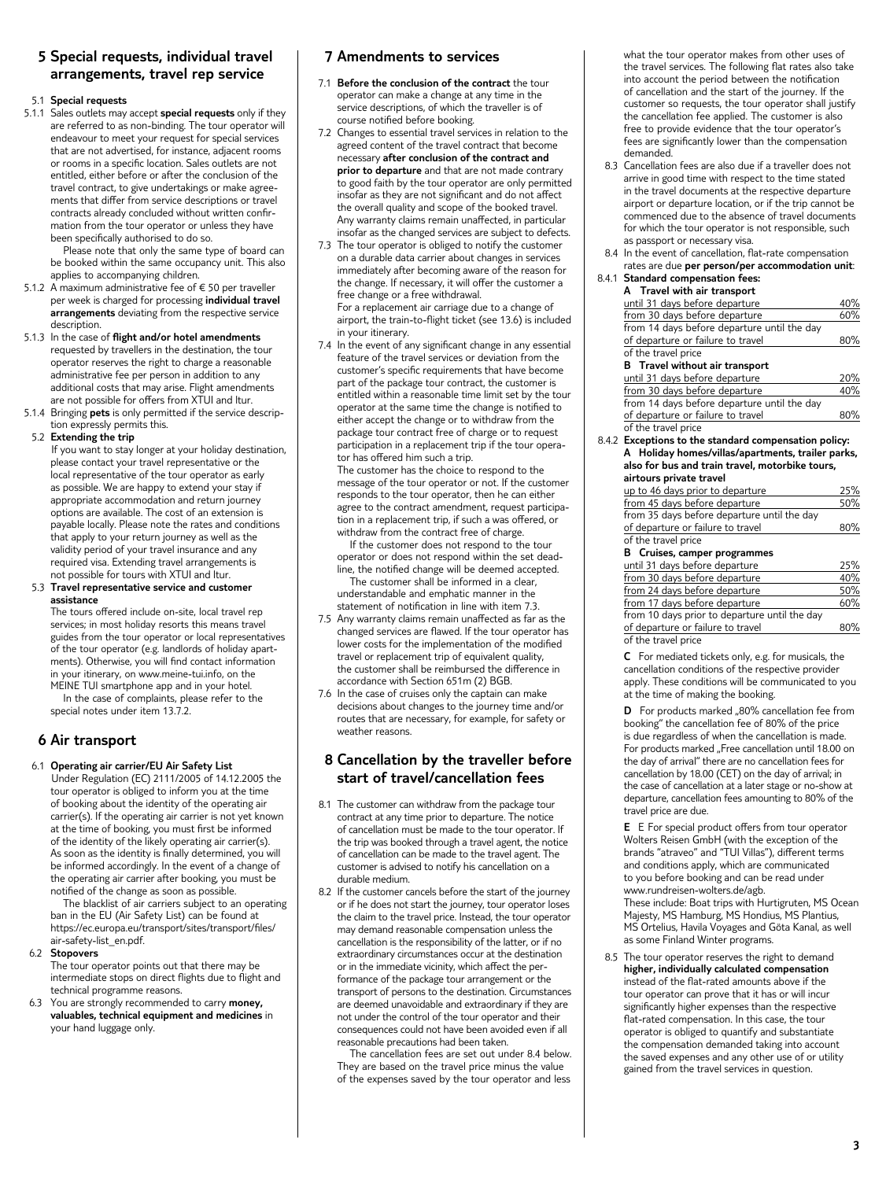## 5 Special requests, individual travel arrangements, travel rep service

5.1 **Special requests**

5.1.1 Sales outlets may accept **special requests** only if they are referred to as non-binding. The tour operator will endeavour to meet your request for special services that are not advertised, for instance, adjacent rooms or rooms in a specific location. Sales outlets are not entitled, either before or after the conclusion of the travel contract, to give undertakings or make agreements that differ from service descriptions or travel contracts already concluded without written confirmation from the tour operator or unless they have been specifically authorised to do so.

Please note that only the same type of board can be booked within the same occupancy unit. This also applies to accompanying children.

5.1.2 A maximum administrative fee of € 50 per traveller per week is charged for processing **individual travel arrangements** deviating from the respective service description.

5.1.3 In the case of **flight and/or hotel amendments** requested by travellers in the destination, the tour operator reserves the right to charge a reasonable administrative fee per person in addition to any additional costs that may arise. Flight amendments are not possible for offers from XTUI and Itur.

5.1.4 Bringing **pets** is only permitted if the service description expressly permits this.

5.2 **Extending the trip**

If you want to stay longer at your holiday destination, please contact your travel representative or the local representative of the tour operator as early as possible. We are happy to extend your stay if appropriate accommodation and return journey options are available. The cost of an extension is payable locally. Please note the rates and conditions that apply to your return journey as well as the validity period of your travel insurance and any required visa. Extending travel arrangements is not possible for tours with XTUI and Itur.

5.3 **Travel representative service and customer assistance**

The tours offered include on-site, local travel rep services; in most holiday resorts this means travel guides from the tour operator or local representatives of the tour operator (e.g. landlords of holiday apartments). Otherwise, you will find contact information in your itinerary, on www.meine-tui.info, on the MEINE TUI smartphone app and in your hotel.

In the case of complaints, please refer to the special notes under item 13.7.2.

## 6 Air transport

6.1 **Operating air carrier/EU Air Safety List**

Under Regulation (EC) 2111/2005 of 14.12.2005 the tour operator is obliged to inform you at the time of booking about the identity of the operating air carrier(s). If the operating air carrier is not yet known at the time of booking, you must first be informed of the identity of the likely operating air carrier(s). As soon as the identity is finally determined, you will be informed accordingly. In the event of a change of the operating air carrier after booking, you must be notified of the change as soon as possible.

The blacklist of air carriers subject to an operating ban in the EU (Air Safety List) can be found at https://ec.europa.eu/transport/sites/transport/files/air-safety-list_en.pdf.

6.2 **Stopovers**

The tour operator points out that there may be intermediate stops on direct flights due to flight and technical programme reasons.

6.3 You are strongly recommended to carry **money, valuables, technical equipment and medicines** in your hand luggage only.

## 7 Amendments to services

7.1 **Before the conclusion of the contract** the tour operator can make a change at any time in the service descriptions, of which the traveller is of course notified before booking.

7.2 Changes to essential travel services in relation to the agreed content of the travel contract that become necessary **after conclusion of the contract and prior to departure** and that are not made contrary to good faith by the tour operator are only permitted insofar as they are not significant and do not affect the overall quality and scope of the booked travel. Any warranty claims remain unaffected, in particular insofar as the changed services are subject to defects.

7.3 The tour operator is obliged to notify the customer on a durable data carrier about changes in services immediately after becoming aware of the reason for the change. If necessary, it will offer the customer a free change or a free withdrawal.

For a replacement air carriage due to a change of airport, the train-to-flight ticket (see 13.6) is included in your itinerary.

7.4 In the event of any significant change in any essential feature of the travel services or deviation from the customer's specific requirements that have become part of the package tour contract, the customer is entitled within a reasonable time limit set by the tour operator at the same time the change is notified to either accept the change or to withdraw from the package tour contract free of charge or to request participation in a replacement trip if the tour operator has offered him such a trip.

The customer has the choice to respond to the message of the tour operator or not. If the customer responds to the tour operator, then he can either agree to the contract amendment, request participation in a replacement trip, if such a was offered, or withdraw from the contract free of charge.

If the customer does not respond to the tour operator or does not respond within the set deadline, the notified change will be deemed accepted.

The customer shall be informed in a clear, understandable and emphatic manner in the statement of notification in line with item 7.3.

7.5 Any warranty claims remain unaffected as far as the changed services are flawed. If the tour operator has lower costs for the implementation of the modified travel or replacement trip of equivalent quality, the customer shall be reimbursed the difference in accordance with Section 651m (2) BGB.

7.6 In the case of cruises only the captain can make decisions about changes to the journey time and/or routes that are necessary, for example, for safety or weather reasons.

## 8 Cancellation by the traveller before start of travel/cancellation fees

8.1 The customer can withdraw from the package tour contract at any time prior to departure. The notice of cancellation must be made to the tour operator. If the trip was booked through a travel agent, the notice of cancellation can be made to the travel agent. The customer is advised to notify his cancellation on a durable medium.

8.2 If the customer cancels before the start of the journey or if he does not start the journey, tour operator loses the claim to the travel price. Instead, the tour operator may demand reasonable compensation unless the cancellation is the responsibility of the latter, or if no extraordinary circumstances occur at the destination or in the immediate vicinity, which affect the performance of the package tour arrangement or the transport of persons to the destination. Circumstances are deemed unavoidable and extraordinary if they are not under the control of the tour operator and their consequences could not have been avoided even if all reasonable precautions had been taken.

The cancellation fees are set out under 8.4 below. They are based on the travel price minus the value of the expenses saved by the tour operator and less what the tour operator makes from other uses of the travel services. The following flat rates also take into account the period between the notification of cancellation and the start of the journey. If the customer so requests, the tour operator shall justify the cancellation fee applied. The customer is also free to provide evidence that the tour operator's fees are significantly lower than the compensation demanded.

8.3 Cancellation fees are also due if a traveller does not arrive in good time with respect to the time stated in the travel documents at the respective departure airport or departure location, or if the trip cannot be commenced due to the absence of travel documents for which the tour operator is not responsible, such as passport or necessary visa.

8.4 In the event of cancellation, flat-rate compensation rates are due **per person/per accommodation unit**:

8.4.1 **Standard compensation fees:**

**A Travel with air transport**

| | |
|---|---|
| until 31 days before departure | 40% |
| from 30 days before departure | 60% |
| from 14 days before departure until the day of departure or failure to travel | 80% |

of the travel price

**B Travel without air transport**

| | |
|---|---|
| until 31 days before departure | 20% |
| from 30 days before departure | 40% |
| from 14 days before departure until the day of departure or failure to travel | 80% |

of the travel price

8.4.2 **Exceptions to the standard compensation policy:**

**A Holiday homes/villas/apartments, trailer parks, also for bus and train travel, motorbike tours, airtours private travel**

| | |
|---|---|
| up to 46 days prior to departure | 25% |
| from 45 days before departure | 50% |
| from 35 days before departure until the day of departure or failure to travel | 80% |

of the travel price

**B Cruises, camper programmes**

| | |
|---|---|
| until 31 days before departure | 25% |
| from 30 days before departure | 40% |
| from 24 days before departure | 50% |
| from 17 days before departure | 60% |
| from 10 days prior to departure until the day of departure or failure to travel | 80% |

of the travel price

**C** For mediated tickets only, e.g. for musicals, the cancellation conditions of the respective provider apply. These conditions will be communicated to you at the time of making the booking.

**D** For products marked „80% cancellation fee from booking" the cancellation fee of 80% of the price is due regardless of when the cancellation is made. For products marked „Free cancellation until 18.00 on the day of arrival" there are no cancellation fees for cancellation by 18.00 (CET) on the day of arrival; in the case of cancellation at a later stage or no-show at departure, cancellation fees amounting to 80% of the travel price are due.

**E** E For special product offers from tour operator Wolters Reisen GmbH (with the exception of the brands "atraveo" and "TUI Villas"), different terms and conditions apply, which are communicated to you before booking and can be read under www.rundreisen-wolters.de/agb.

These include: Boat trips with Hurtigruten, MS Ocean Majesty, MS Hamburg, MS Hondius, MS Plantius, MS Ortelius, Havila Voyages and Göta Kanal, as well as some Finland Winter programs.

8.5 The tour operator reserves the right to demand **higher, individually calculated compensation** instead of the flat-rated amounts above if the tour operator can prove that it has or will incur significantly higher expenses than the respective flat-rated compensation. In this case, the tour operator is obliged to quantify and substantiate the compensation demanded taking into account the saved expenses and any other use of or utility gained from the travel services in question.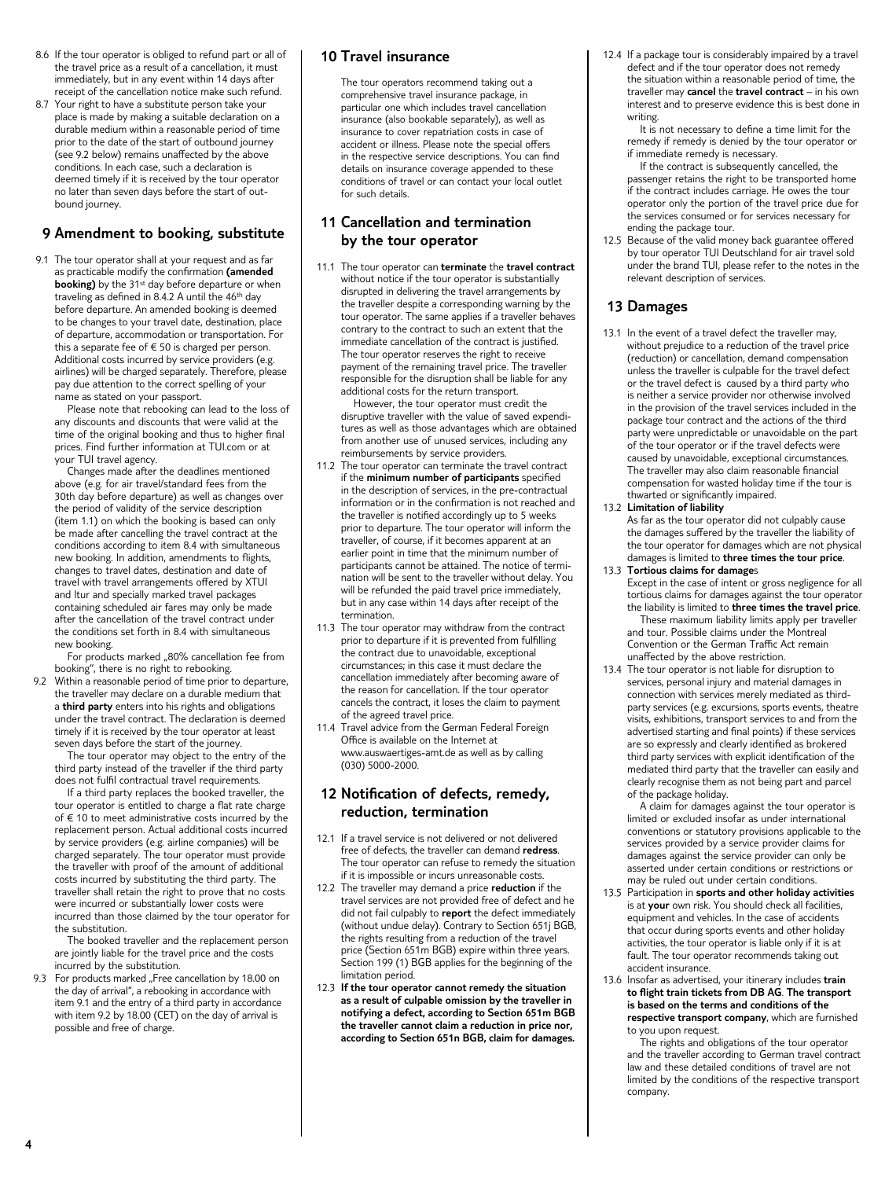8.6 If the tour operator is obliged to refund part or all of the travel price as a result of a cancellation, it must immediately, but in any event within 14 days after receipt of the cancellation notice make such refund.

8.7 Your right to have a substitute person take your place is made by making a suitable declaration on a durable medium within a reasonable period of time prior to the date of the start of outbound journey (see 9.2 below) remains unaffected by the above conditions. In each case, such a declaration is deemed timely if it is received by the tour operator no later than seven days before the start of outbound journey.

## 9 Amendment to booking, substitute

9.1 The tour operator shall at your request and as far as practicable modify the confirmation **(amended booking)** by the 31st day before departure or when traveling as defined in 8.4.2 A until the 46th day before departure. An amended booking is deemed to be changes to your travel date, destination, place of departure, accommodation or transportation. For this a separate fee of € 50 is charged per person. Additional costs incurred by service providers (e.g. airlines) will be charged separately. Therefore, please pay due attention to the correct spelling of your name as stated on your passport.

Please note that rebooking can lead to the loss of any discounts and discounts that were valid at the time of the original booking and thus to higher final prices. Find further information at TUI.com or at your TUI travel agency.

Changes made after the deadlines mentioned above (e.g. for air travel/standard fees from the 30th day before departure) as well as changes over the period of validity of the service description (item 1.1) on which the booking is based can only be made after cancelling the travel contract at the conditions according to item 8.4 with simultaneous new booking. In addition, amendments to flights, changes to travel dates, destination and date of travel with travel arrangements offered by XTUI and Itur and specially marked travel packages containing scheduled air fares may only be made after the cancellation of the travel contract under the conditions set forth in 8.4 with simultaneous new booking.

For products marked „80% cancellation fee from booking", there is no right to rebooking.

9.2 Within a reasonable period of time prior to departure, the traveller may declare on a durable medium that a **third party** enters into his rights and obligations under the travel contract. The declaration is deemed timely if it is received by the tour operator at least seven days before the start of the journey.

The tour operator may object to the entry of the third party instead of the traveller if the third party does not fulfil contractual travel requirements.

If a third party replaces the booked traveller, the tour operator is entitled to charge a flat rate charge of € 10 to meet administrative costs incurred by the replacement person. Actual additional costs incurred by service providers (e.g. airline companies) will be charged separately. The tour operator must provide the traveller with proof of the amount of additional costs incurred by substituting the third party. The traveller shall retain the right to prove that no costs were incurred or substantially lower costs were incurred than those claimed by the tour operator for the substitution.

The booked traveller and the replacement person are jointly liable for the travel price and the costs incurred by the substitution.

9.3 For products marked „Free cancellation by 18.00 on the day of arrival", a rebooking in accordance with item 9.1 and the entry of a third party in accordance with item 9.2 by 18.00 (CET) on the day of arrival is possible and free of charge.

## 10 Travel insurance

The tour operators recommend taking out a comprehensive travel insurance package, in particular one which includes travel cancellation insurance (also bookable separately), as well as insurance to cover repatriation costs in case of accident or illness. Please note the special offers in the respective service descriptions. You can find details on insurance coverage appended to these conditions of travel or can contact your local outlet for such details.

## 11 Cancellation and termination by the tour operator

11.1 The tour operator can **terminate** the **travel contract** without notice if the tour operator is substantially disrupted in delivering the travel arrangements by the traveller despite a corresponding warning by the tour operator. The same applies if a traveller behaves contrary to the contract to such an extent that the immediate cancellation of the contract is justified. The tour operator reserves the right to receive payment of the remaining travel price. The traveller responsible for the disruption shall be liable for any additional costs for the return transport.

However, the tour operator must credit the disruptive traveller with the value of saved expenditures as well as those advantages which are obtained from another use of unused services, including any reimbursements by service providers.

11.2 The tour operator can terminate the travel contract if the **minimum number of participants** specified in the description of services, in the pre-contractual information or in the confirmation is not reached and the traveller is notified accordingly up to 5 weeks prior to departure. The tour operator will inform the traveller, of course, if it becomes apparent at an earlier point in time that the minimum number of participants cannot be attained. The notice of termination will be sent to the traveller without delay. You will be refunded the paid travel price immediately, but in any case within 14 days after receipt of the termination.

11.3 The tour operator may withdraw from the contract prior to departure if it is prevented from fulfilling the contract due to unavoidable, exceptional circumstances; in this case it must declare the cancellation immediately after becoming aware of the reason for cancellation. If the tour operator cancels the contract, it loses the claim to payment of the agreed travel price.

11.4 Travel advice from the German Federal Foreign Office is available on the Internet at www.auswaertiges-amt.de as well as by calling (030) 5000-2000.

## 12 Notification of defects, remedy, reduction, termination

12.1 If a travel service is not delivered or not delivered free of defects, the traveller can demand **redress**. The tour operator can refuse to remedy the situation if it is impossible or incurs unreasonable costs.

12.2 The traveller may demand a price **reduction** if the travel services are not provided free of defect and he did not fail culpably to **report** the defect immediately (without undue delay). Contrary to Section 651j BGB, the rights resulting from a reduction of the travel price (Section 651m BGB) expire within three years. Section 199 (1) BGB applies for the beginning of the limitation period.

12.3 **If the tour operator cannot remedy the situation as a result of culpable omission by the traveller in notifying a defect, according to Section 651m BGB the traveller cannot claim a reduction in price nor, according to Section 651n BGB, claim for damages.**

12.4 If a package tour is considerably impaired by a travel defect and if the tour operator does not remedy the situation within a reasonable period of time, the traveller may **cancel** the **travel contract** – in his own interest and to preserve evidence this is best done in writing.

It is not necessary to define a time limit for the remedy if remedy is denied by the tour operator or if immediate remedy is necessary.

If the contract is subsequently cancelled, the passenger retains the right to be transported home if the contract includes carriage. He owes the tour operator only the portion of the travel price due for the services consumed or for services necessary for ending the package tour.

12.5 Because of the valid money back guarantee offered by tour operator TUI Deutschland for air travel sold under the brand TUI, please refer to the notes in the relevant description of services.

## 13 Damages

13.1 In the event of a travel defect the traveller may, without prejudice to a reduction of the travel price (reduction) or cancellation, demand compensation unless the traveller is culpable for the travel defect or the travel defect is caused by a third party who is neither a service provider nor otherwise involved in the provision of the travel services included in the package tour contract and the actions of the third party were unpredictable or unavoidable on the part of the tour operator or if the travel defects were caused by unavoidable, exceptional circumstances. The traveller may also claim reasonable financial compensation for wasted holiday time if the tour is thwarted or significantly impaired.

13.2 **Limitation of liability**

As far as the tour operator did not culpably cause the damages suffered by the traveller the liability of the tour operator for damages which are not physical damages is limited to **three times the tour price**.

13.3 **Tortious claims for damages**

Except in the case of intent or gross negligence for all tortious claims for damages against the tour operator the liability is limited to **three times the travel price**.

These maximum liability limits apply per traveller and tour. Possible claims under the Montreal Convention or the German Traffic Act remain unaffected by the above restriction.

13.4 The tour operator is not liable for disruption to services, personal injury and material damages in connection with services merely mediated as third-party services (e.g. excursions, sports events, theatre visits, exhibitions, transport services to and from the advertised starting and final points) if these services are so expressly and clearly identified as brokered third party services with explicit identification of the mediated third party that the traveller can easily and clearly recognise them as not being part and parcel of the package holiday.

A claim for damages against the tour operator is limited or excluded insofar as under international conventions or statutory provisions applicable to the services provided by a service provider claims for damages against the service provider can only be asserted under certain conditions or restrictions or may be ruled out under certain conditions.

13.5 Participation in **sports and other holiday activities** is at **your** own risk. You should check all facilities, equipment and vehicles. In the case of accidents that occur during sports events and other holiday activities, the tour operator is liable only if it is at fault. The tour operator recommends taking out accident insurance.

13.6 Insofar as advertised, your itinerary includes **train to flight train tickets from DB AG**. **The transport is based on the terms and conditions of the respective transport company**, which are furnished to you upon request.

The rights and obligations of the tour operator and the traveller according to German travel contract law and these detailed conditions of travel are not limited by the conditions of the respective transport company.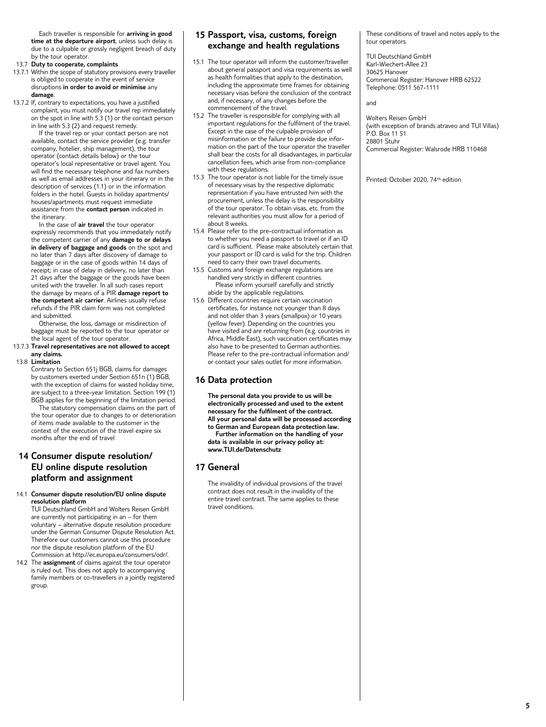Each traveller is responsible for **arriving in good time at the departure airport**, unless such delay is due to a culpable or grossly negligent breach of duty by the tour operator.

13.7 **Duty to cooperate, complaints**

13.7.1 Within the scope of statutory provisions every traveller is obliged to cooperate in the event of service disruptions **in order to avoid or minimise** any **damage**.

13.7.2 If, contrary to expectations, you have a justified complaint, you must notify our travel rep immediately on the spot in line with 5.3 (1) or the contact person in line with 5.3 (2) and request remedy.

If the travel rep or your contact person are not available, contact the service provider (e.g. transfer company, hotelier, ship management), the tour operator (contact details below) or the tour operator's local representative or travel agent. You will find the necessary telephone and fax numbers as well as email addresses in your itinerary or in the description of services (1.1) or in the information folders in the hotel. Guests in holiday apartments/houses/apartments must request immediate assistance from the **contact person** indicated in the itinerary.

In the case of **air travel** the tour operator expressly recommends that you immediately notify the competent carrier of any **damage to or delays in delivery of baggage and goods** on the spot and no later than 7 days after discovery of damage to baggage or in the case of goods within 14 days of receipt; in case of delay in delivery, no later than 21 days after the baggage or the goods have been united with the traveller. In all such cases report the damage by means of a PIR **damage report to the competent air carrier**. Airlines usually refuse refunds if the PIR claim form was not completed and submitted.

Otherwise, the loss, damage or misdirection of baggage must be reported to the tour operator or the local agent of the tour operator.

13.7.3 **Travel representatives are not allowed to accept any claims.**

13.8 **Limitation**

Contrary to Section 651j BGB, claims for damages by customers exerted under Section 651n (1) BGB, with the exception of claims for wasted holiday time, are subject to a three-year limitation. Section 199 (1) BGB applies for the beginning of the limitation period.

The statutory compensation claims on the part of the tour operator due to changes to or deterioration of items made available to the customer in the context of the execution of the travel expire six months after the end of travel

## 14 Consumer dispute resolution/ EU online dispute resolution platform and assignment

14.1 **Consumer dispute resolution/EU online dispute resolution platform**

TUI Deutschland GmbH and Wolters Reisen GmbH are currently not participating in an – for them voluntary – alternative dispute resolution procedure under the German Consumer Dispute Resolution Act. Therefore our customers cannot use this procedure nor the dispute resolution platform of the EU Commission at http://ec.europa.eu/consumers/odr/.

14.2 The **assignment** of claims against the tour operator is ruled out. This does not apply to accompanying family members or co-travellers in a jointly registered group.

## 15 Passport, visa, customs, foreign exchange and health regulations

15.1 The tour operator will inform the customer/traveller about general passport and visa requirements as well as health formalities that apply to the destination, including the approximate time frames for obtaining necessary visas before the conclusion of the contract and, if necessary, of any changes before the commencement of the travel.

15.2 The traveller is responsible for complying with all important regulations for the fulfilment of the travel. Except in the case of the culpable provision of misinformation or the failure to provide due information on the part of the tour operator the traveller shall bear the costs for all disadvantages, in particular cancellation fees, which arise from non-compliance with these regulations.

15.3 The tour operator is not liable for the timely issue of necessary visas by the respective diplomatic representation if you have entrusted him with the procurement, unless the delay is the responsibility of the tour operator. To obtain visas, etc. from the relevant authorities you must allow for a period of about 8 weeks.

15.4 Please refer to the pre-contractual information as to whether you need a passport to travel or if an ID card is sufficient. Please make absolutely certain that your passport or ID card is valid for the trip. Children need to carry their own travel documents.

15.5 Customs and foreign exchange regulations are handled very strictly in different countries. Please inform yourself carefully and strictly abide by the applicable regulations.

15.6 Different countries require certain vaccination certificates, for instance not younger than 8 days and not older than 3 years (smallpox) or 10 years (yellow fever). Depending on the countries you have visited and are returning from (e.g. countries in Africa, Middle East), such vaccination certificates may also have to be presented to German authorities. Please refer to the pre-contractual information and/or contact your sales outlet for more information.

## 16 Data protection

**The personal data you provide to us will be electronically processed and used to the extent necessary for the fulfilment of the contract. All your personal data will be processed according to German and European data protection law.**

**Further information on the handling of your data is available in our privacy policy at: www.TUI.de/Datenschutz**

## 17 General

The invalidity of individual provisions of the travel contract does not result in the invalidity of the entire travel contract. The same applies to these travel conditions.

These conditions of travel and notes apply to the tour operators

TUI Deutschland GmbH
Karl-Wiechert-Allee 23
30625 Hanover
Commercial Register: Hanover HRB 62522
Telephone: 0511 567-1111

and

Wolters Reisen GmbH
(with exception of brands atraveo and TUI Villas)
P.O. Box 11 51
28801 Stuhr
Commercial Register: Walsrode HRB 110468

Printed: October 2020, 74th edition